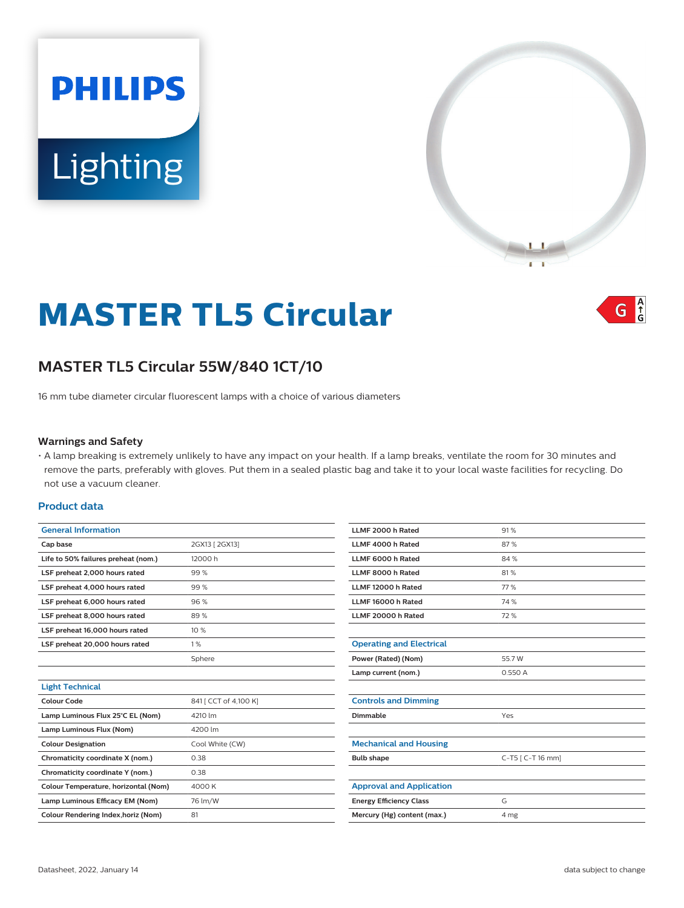PHILIPS Lighting

# MASTER TL5 Circular

G A↑G

## MASTER TL5 Circular 55W/840 1CT/10

16 mm tube diameter circular fluorescent lamps with a choice of various diameters

### Warnings and Safety

- A lamp breaking is extremely unlikely to have any impact on your health. If a lamp breaks, ventilate the room for 30 minutes and remove the parts, preferably with gloves. Put them in a sealed plastic bag and take it to your local waste facilities for recycling. Do not use a vacuum cleaner.

### Product data

| General Information | |
|---|---|
| Cap base | 2GX13 [ 2GX13] |
| Life to 50% failures preheat (nom.) | 12000 h |
| LSF preheat 2,000 hours rated | 99 % |
| LSF preheat 4,000 hours rated | 99 % |
| LSF preheat 6,000 hours rated | 96 % |
| LSF preheat 8,000 hours rated | 89 % |
| LSF preheat 16,000 hours rated | 10 % |
| LSF preheat 20,000 hours rated | 1 % |
| | Sphere |

| Light Technical | |
|---|---|
| Colour Code | 841 [ CCT of 4,100 K] |
| Lamp Luminous Flux 25°C EL (Nom) | 4210 lm |
| Lamp Luminous Flux (Nom) | 4200 lm |
| Colour Designation | Cool White (CW) |
| Chromaticity coordinate X (nom.) | 0.38 |
| Chromaticity coordinate Y (nom.) | 0.38 |
| Colour Temperature, horizontal (Nom) | 4000 K |
| Lamp Luminous Efficacy EM (Nom) | 76 lm/W |
| Colour Rendering Index,horiz (Nom) | 81 |

| | |
|---|---|
| LLMF 2000 h Rated | 91 % |
| LLMF 4000 h Rated | 87 % |
| LLMF 6000 h Rated | 84 % |
| LLMF 8000 h Rated | 81 % |
| LLMF 12000 h Rated | 77 % |
| LLMF 16000 h Rated | 74 % |
| LLMF 20000 h Rated | 72 % |

| Operating and Electrical | |
|---|---|
| Power (Rated) (Nom) | 55.7 W |
| Lamp current (nom.) | 0.550 A |

| Controls and Dimming | |
|---|---|
| Dimmable | Yes |

| Mechanical and Housing | |
|---|---|
| Bulb shape | C-T5 [ C-T 16 mm] |

| Approval and Application | |
|---|---|
| Energy Efficiency Class | G |
| Mercury (Hg) content (max.) | 4 mg |

Datasheet, 2022, January 14

data subject to change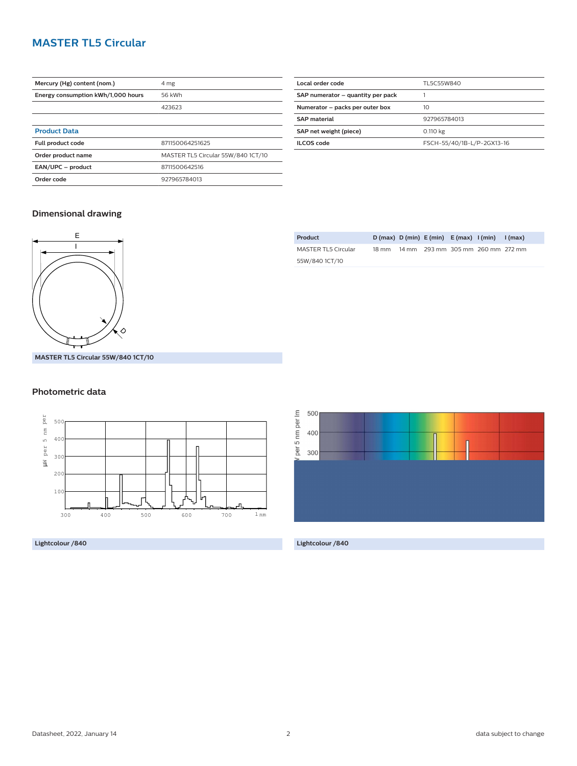## MASTER TL5 Circular

| | |
|---|---|
| **Mercury (Hg) content (nom.)** | 4 mg |
| **Energy consumption kWh/1,000 hours** | 56 kWh |
| | 423623 |

| **Product Data** | |
|---|---|
| **Full product code** | 871150064251625 |
| **Order product name** | MASTER TL5 Circular 55W/840 1CT/10 |
| **EAN/UPC – product** | 8711500642516 |
| **Order code** | 927965784013 |

| | |
|---|---|
| **Local order code** | TL5C55W840 |
| **SAP numerator – quantity per pack** | 1 |
| **Numerator – packs per outer box** | 10 |
| **SAP material** | 927965784013 |
| **SAP net weight (piece)** | 0.110 kg |
| **ILCOS code** | FSCH-55/40/1B-L/P-2GX13-16 |

### Dimensional drawing

**MASTER TL5 Circular 55W/840 1CT/10**

| Product | D (max) | D (min) | E (min) | E (max) | I (min) | I (max) |
|---|---|---|---|---|---|---|
| MASTER TL5 Circular 55W/840 1CT/10 | 18 mm | 14 mm | 293 mm | 305 mm | 260 mm | 272 mm |

### Photometric data

**Lightcolour /840**

**Lightcolour /840**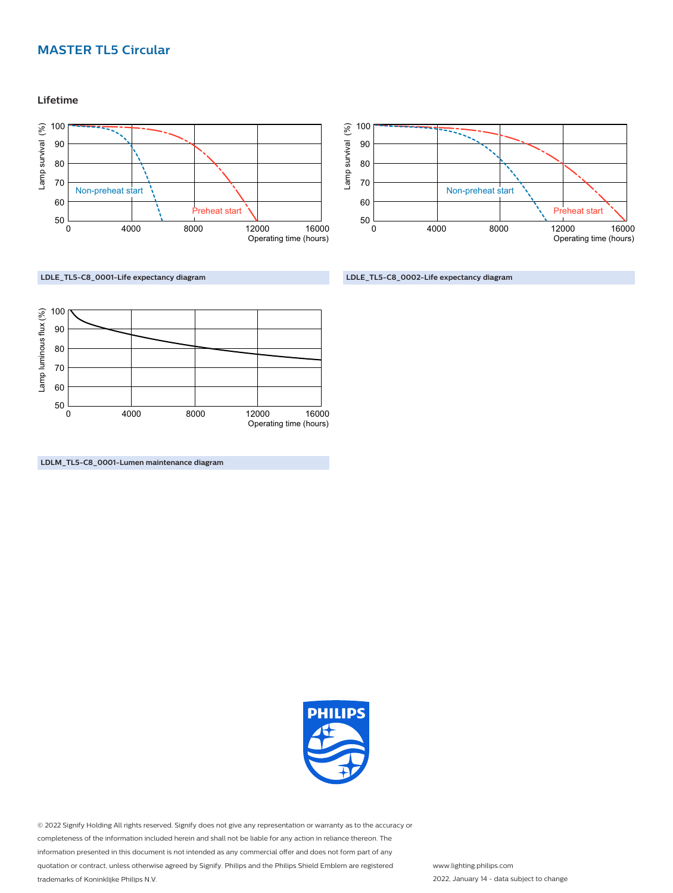## MASTER TL5 Circular

### Lifetime

Lamp survival (%)
100
90
80
70
60
50
0
4000
8000
12000
16000
Operating time (hours)
Non-preheat start
Preheat start

**LDLE_TL5-C8_0001-Life expectancy diagram**

Lamp survival (%)
100
90
80
70
60
50
0
4000
8000
12000
16000
Operating time (hours)
Non-preheat start
Preheat start

**LDLE_TL5-C8_0002-Life expectancy diagram**

Lamp luminous flux (%)
100
90
80
70
60
50
0
4000
8000
12000
16000
Operating time (hours)

**LDLM_TL5-C8_0001-Lumen maintenance diagram**

© 2022 Signify Holding All rights reserved. Signify does not give any representation or warranty as to the accuracy or completeness of the information included herein and shall not be liable for any action in reliance thereon. The information presented in this document is not intended as any commercial offer and does not form part of any quotation or contract, unless otherwise agreed by Signify. Philips and the Philips Shield Emblem are registered trademarks of Koninklijke Philips N.V.

www.lighting.philips.com
2022, January 14 - data subject to change